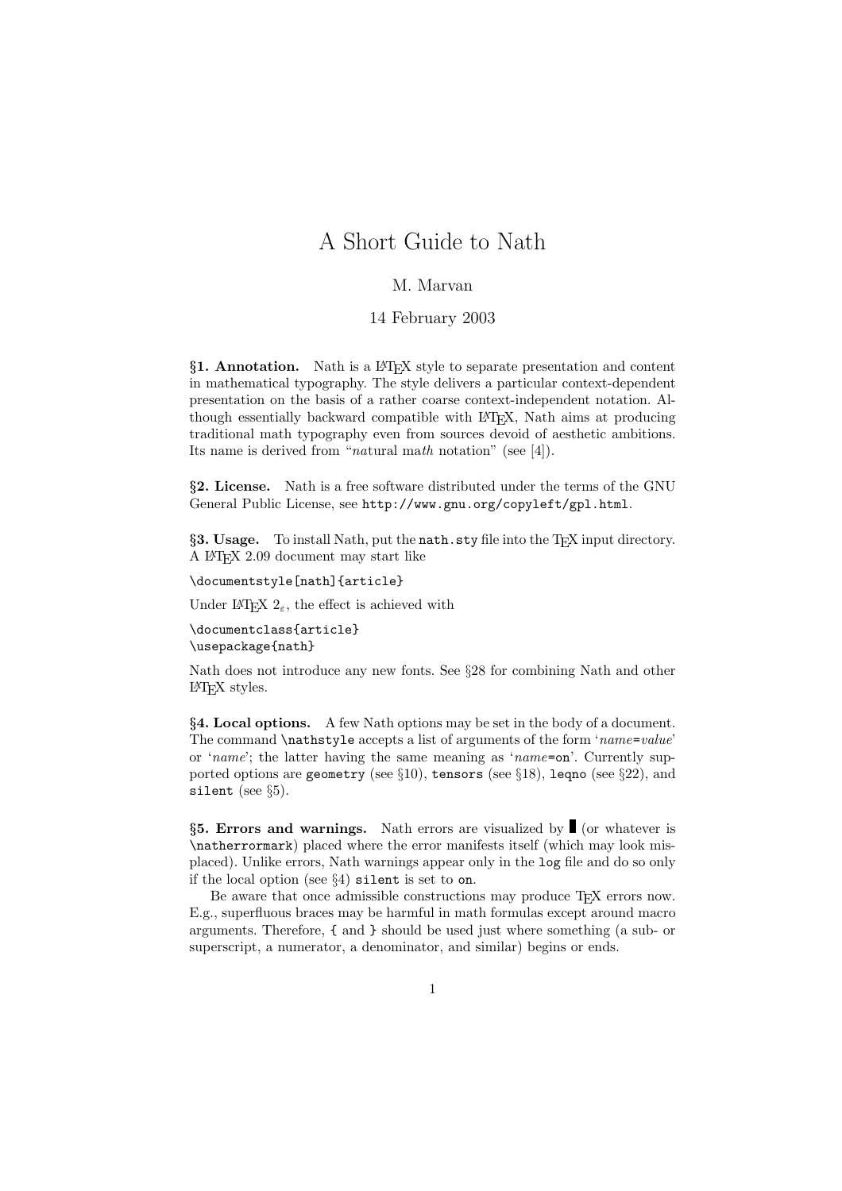# A Short Guide to Nath

M. Marvan

14 February 2003

**§1. Annotation.** Nath is a LaTeX style to separate presentation and content in mathematical typography. The style delivers a particular context-dependent presentation on the basis of a rather coarse context-independent notation. Although essentially backward compatible with LaTeX, Nath aims at producing traditional math typography even from sources devoid of aesthetic ambitions. Its name is derived from "*na*tural ma*th* notation" (see [4]).

**§2. License.** Nath is a free software distributed under the terms of the GNU General Public License, see `http://www.gnu.org/copyleft/gpl.html`.

**§3. Usage.** To install Nath, put the `nath.sty` file into the TeX input directory. A LaTeX 2.09 document may start like

```
\documentstyle[nath]{article}
```

Under LaTeX $2_\varepsilon$, the effect is achieved with

```
\documentclass{article}
\usepackage{nath}
```

Nath does not introduce any new fonts. See §28 for combining Nath and other LaTeX styles.

**§4. Local options.** A few Nath options may be set in the body of a document. The command `\nathstyle` accepts a list of arguments of the form '*name*=*value*' or '*name*'; the latter having the same meaning as '*name*=`on`'. Currently supported options are `geometry` (see §10), `tensors` (see §18), `leqno` (see §22), and `silent` (see §5).

**§5. Errors and warnings.** Nath errors are visualized by ▮ (or whatever is `\natherrormark`) placed where the error manifests itself (which may look misplaced). Unlike errors, Nath warnings appear only in the `log` file and do so only if the local option (see §4) `silent` is set to `on`.

Be aware that once admissible constructions may produce TeX errors now. E.g., superfluous braces may be harmful in math formulas except around macro arguments. Therefore, `{` and `}` should be used just where something (a sub- or superscript, a numerator, a denominator, and similar) begins or ends.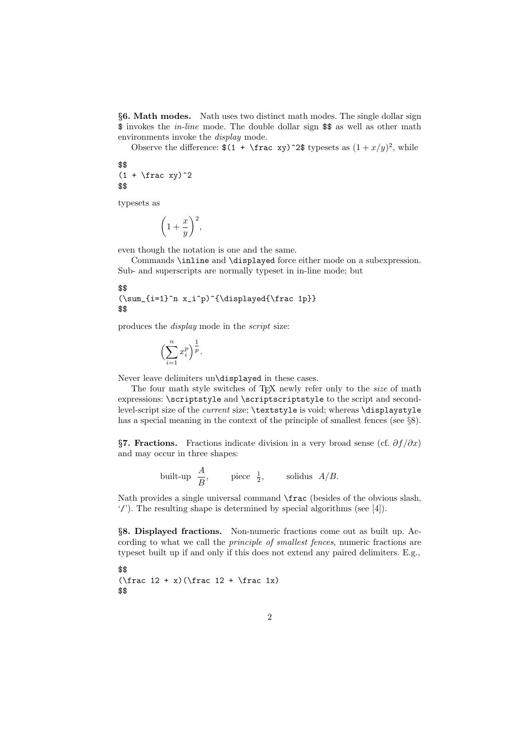**§6. Math modes.** Nath uses two distinct math modes. The single dollar sign `$` invokes the *in-line* mode. The double dollar sign `$$` as well as other math environments invoke the *display* mode.

Observe the difference: `$(1 + \frac xy)^2$` typesets as $(1 + x/y)^2$, while

```
$$
(1 + \frac xy)^2
$$
```

typesets as

$$\left(1 + \frac{x}{y}\right)^2,$$

even though the notation is one and the same.

Commands `\inline` and `\displayed` force either mode on a subexpression. Sub- and superscripts are normally typeset in in-line mode; but

```
$$
(\sum_{i=1}^n x_i^p)^{\displayed{\frac 1p}}
$$
```

produces the *display* mode in the *script* size:

$$\left(\sum_{i=1}^n x_i^p\right)^{\frac{1}{p}}.$$

Never leave delimiters un`\displayed` in these cases.

The four math style switches of TeX newly refer only to the *size* of math expressions: `\scriptstyle` and `\scriptscriptstyle` to the script and second-level-script size of the *current* size; `\textstyle` is void; whereas `\displaystyle` has a special meaning in the context of the principle of smallest fences (see §8).

**§7. Fractions.** Fractions indicate division in a very broad sense (cf. $\partial f/\partial x$) and may occur in three shapes:

built-up $\dfrac{A}{B}$, piece $\frac{1}{2}$, solidus $A/B$.

Nath provides a single universal command `\frac` (besides of the obvious slash, '`/`'). The resulting shape is determined by special algorithms (see [4]).

**§8. Displayed fractions.** Non-numeric fractions come out as built up. According to what we call the *principle of smallest fences*, numeric fractions are typeset built up if and only if this does not extend any paired delimiters. E.g.,

```
$$
(\frac 12 + x)(\frac 12 + \frac 1x)
$$
```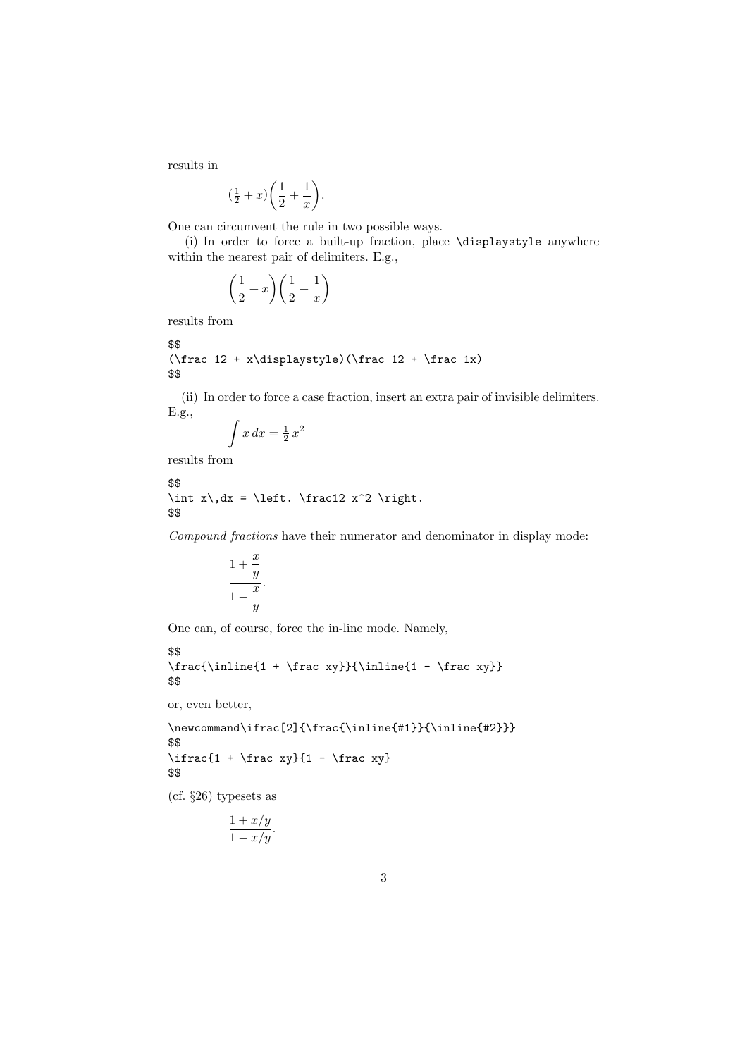results in

$$
(\tfrac{1}{2} + x)\left(\frac{1}{2} + \frac{1}{x}\right).
$$

One can circumvent the rule in two possible ways.

(i) In order to force a built-up fraction, place `\displaystyle` anywhere within the nearest pair of delimiters. E.g.,

$$
\left(\frac{1}{2} + x\right)\left(\frac{1}{2} + \frac{1}{x}\right)
$$

results from

```
$$
(\frac 12 + x\displaystyle)(\frac 12 + \frac 1x)
$$
```

(ii) In order to force a case fraction, insert an extra pair of invisible delimiters. E.g.,

$$
\int x\,dx = \tfrac{1}{2}\,x^2
$$

results from

```
$$
\int x\,dx = \left. \frac12 x^2 \right.
$$
```

*Compound fractions* have their numerator and denominator in display mode:

$$
\frac{1 + \dfrac{x}{y}}{1 - \dfrac{x}{y}}.
$$

One can, of course, force the in-line mode. Namely,

```
$$
\frac{\inline{1 + \frac xy}}{\inline{1 - \frac xy}}
$$
```

or, even better,

```
\newcommand\ifrac[2]{\frac{\inline{#1}}{\inline{#2}}}
$$
\ifrac{1 + \frac xy}{1 - \frac xy}
$$
```

(cf. §26) typesets as

$$
\frac{1 + x/y}{1 - x/y}.
$$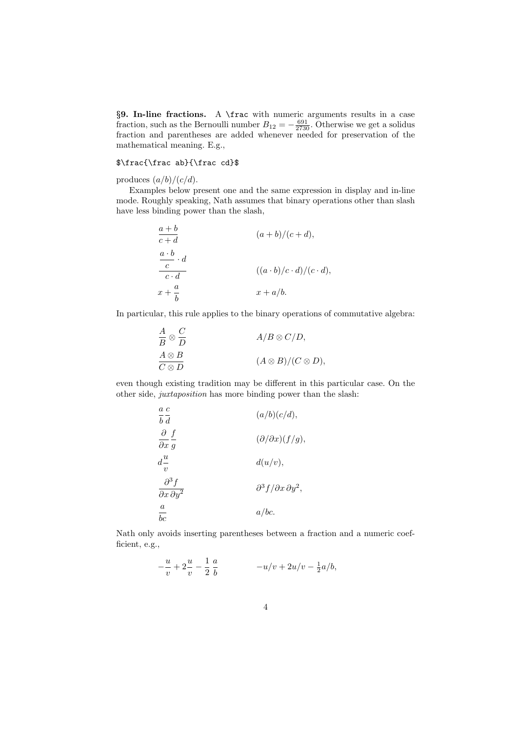**§9. In-line fractions.** A `\frac` with numeric arguments results in a case fraction, such as the Bernoulli number $B_{12} = -\frac{691}{2730}$. Otherwise we get a solidus fraction and parentheses are added whenever needed for preservation of the mathematical meaning. E.g.,

```
$\frac{\frac ab}{\frac cd}$
```

produces $(a/b)/(c/d)$.

Examples below present one and the same expression in display and in-line mode. Roughly speaking, Nath assumes that binary operations other than slash have less binding power than the slash,

$$\frac{a+b}{c+d} \qquad (a+b)/(c+d),$$

$$\frac{\dfrac{a \cdot b}{c} \cdot d}{c \cdot d} \qquad ((a \cdot b)/c \cdot d)/(c \cdot d),$$

$$x + \frac{a}{b} \qquad x + a/b.$$

In particular, this rule applies to the binary operations of commutative algebra:

$$\frac{A}{B} \otimes \frac{C}{D} \qquad A/B \otimes C/D,$$

$$\frac{A \otimes B}{C \otimes D} \qquad (A \otimes B)/(C \otimes D),$$

even though existing tradition may be different in this particular case. On the other side, *juxtaposition* has more binding power than the slash:

$$\frac{a}{b}\frac{c}{d} \qquad (a/b)(c/d),$$

$$\frac{\partial}{\partial x}\frac{f}{g} \qquad (\partial/\partial x)(f/g),$$

$$d\frac{u}{v} \qquad d(u/v),$$

$$\frac{\partial^3 f}{\partial x\,\partial y^2} \qquad \partial^3 f/\partial x\,\partial y^2,$$

$$\frac{a}{bc} \qquad a/bc.$$

Nath only avoids inserting parentheses between a fraction and a numeric coefficient, e.g.,

$$-\frac{u}{v} + 2\frac{u}{v} - \frac{1}{2}\,\frac{a}{b} \qquad -u/v + 2u/v - \tfrac{1}{2}a/b,$$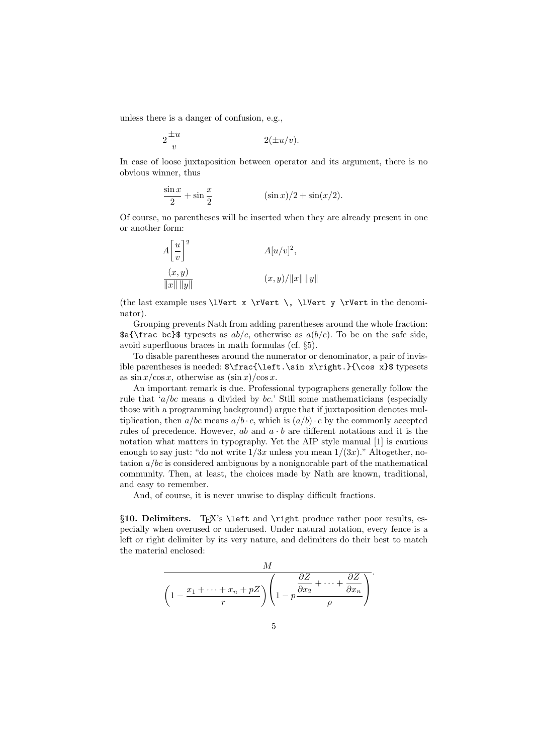unless there is a danger of confusion, e.g.,

$$2\frac{\pm u}{v} \qquad\qquad 2(\pm u/v).$$

In case of loose juxtaposition between operator and its argument, there is no obvious winner, thus

$$\frac{\sin x}{2} + \sin\frac{x}{2} \qquad\qquad (\sin x)/2 + \sin(x/2).$$

Of course, no parentheses will be inserted when they are already present in one or another form:

$$A\left[\frac{u}{v}\right]^2 \qquad\qquad A[u/v]^2,$$

$$\frac{(x,y)}{\lVert x \rVert \, \lVert y \rVert} \qquad\qquad (x,y)/\lVert x \rVert \, \lVert y \rVert$$

(the last example uses `\lVert x \rVert \, \lVert y \rVert` in the denominator).

Grouping prevents Nath from adding parentheses around the whole fraction: `$a{\frac bc}$` typesets as $ab/c$, otherwise as $a(b/c)$. To be on the safe side, avoid superfluous braces in math formulas (cf. §5).

To disable parentheses around the numerator or denominator, a pair of invisible parentheses is needed: `$\frac{\left.\sin x\right.}{\cos x}$` typesets as $\sin x/\cos x$, otherwise as $(\sin x)/\cos x$.

An important remark is due. Professional typographers generally follow the rule that '$a/bc$ means $a$ divided by $bc$.' Still some mathematicians (especially those with a programming background) argue that if juxtaposition denotes multiplication, then $a/bc$ means $a/b \cdot c$, which is $(a/b) \cdot c$ by the commonly accepted rules of precedence. However, $ab$ and $a \cdot b$ are different notations and it is the notation what matters in typography. Yet the AIP style manual [1] is cautious enough to say just: "do not write $1/3x$ unless you mean $1/(3x)$." Altogether, notation $a/bc$ is considered ambiguous by a nonignorable part of the mathematical community. Then, at least, the choices made by Nath are known, traditional, and easy to remember.

And, of course, it is never unwise to display difficult fractions.

**§10. Delimiters.** TEX's `\left` and `\right` produce rather poor results, especially when overused or underused. Under natural notation, every fence is a left or right delimiter by its very nature, and delimiters do their best to match the material enclosed:

$$\frac{M}{\left(1 - \dfrac{x_1 + \cdots + x_n + pZ}{r}\right)\left(1 - p\dfrac{\dfrac{\partial Z}{\partial x_2} + \cdots + \dfrac{\partial Z}{\partial x_n}}{\rho}\right)}.$$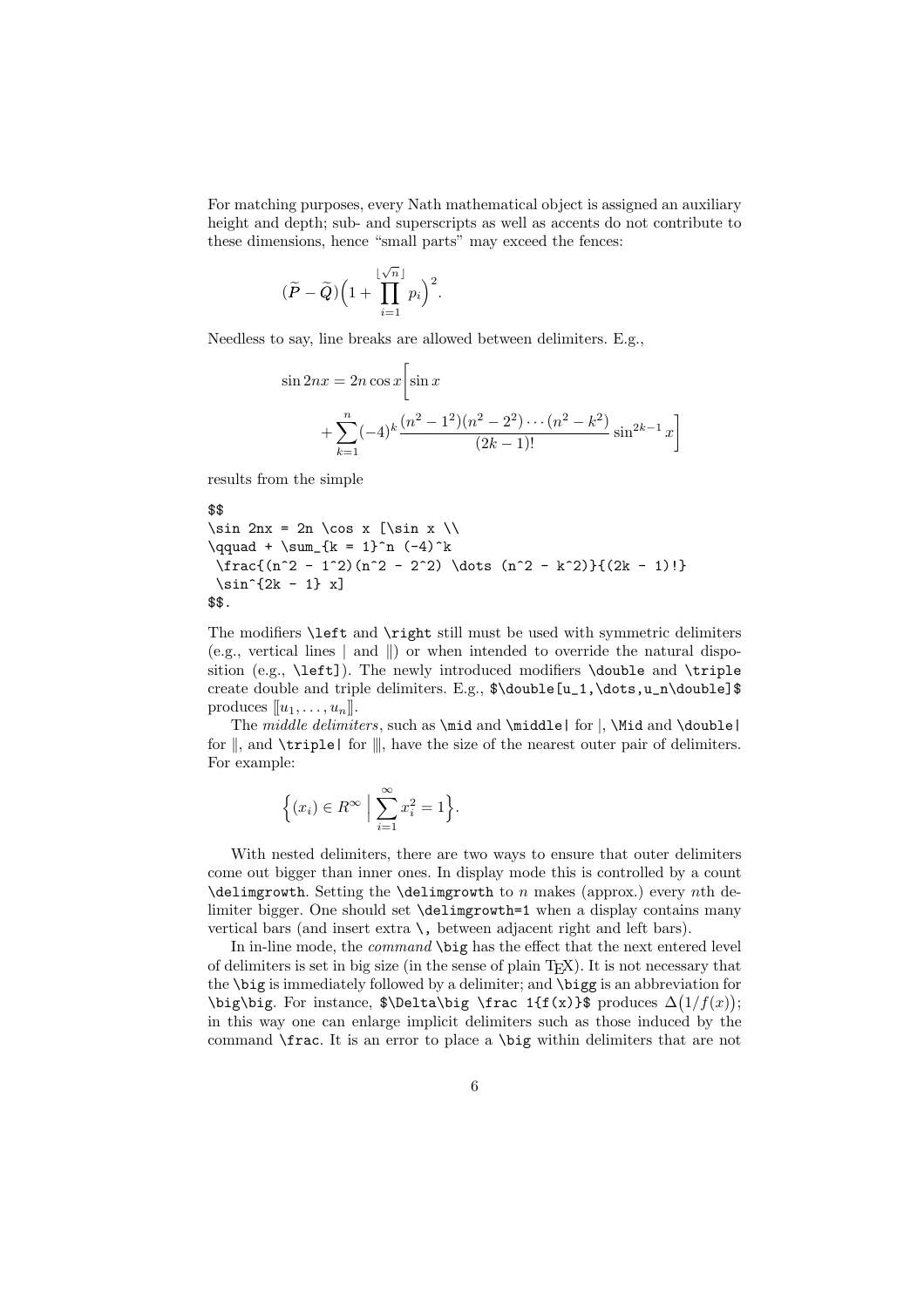For matching purposes, every Nath mathematical object is assigned an auxiliary height and depth; sub- and superscripts as well as accents do not contribute to these dimensions, hence "small parts" may exceed the fences:

$$(\widetilde{P} - \widetilde{Q})\Big(1 + \prod_{i=1}^{\lfloor\sqrt{n}\rfloor} p_i\Big)^2.$$

Needless to say, line breaks are allowed between delimiters. E.g.,

$$\sin 2nx = 2n \cos x \Bigg[\sin x \\ \qquad + \sum_{k=1}^{n} (-4)^k \frac{(n^2 - 1^2)(n^2 - 2^2) \cdots (n^2 - k^2)}{(2k - 1)!} \sin^{2k-1} x\Bigg]$$

results from the simple

```
$$
\sin 2nx = 2n \cos x [\sin x \\
\qquad + \sum_{k = 1}^n (-4)^k
 \frac{(n^2 - 1^2)(n^2 - 2^2) \dots (n^2 - k^2)}{(2k - 1)!}
 \sin^{2k - 1} x]
$$.
```

The modifiers `\left` and `\right` still must be used with symmetric delimiters (e.g., vertical lines $|$ and $\|$) or when intended to override the natural disposition (e.g., `\left]`). The newly introduced modifiers `\double` and `\triple` create double and triple delimiters. E.g., `$\double[u_1,\dots,u_n\double]$` produces $[\![u_1, \dots, u_n]\!]$.

The *middle delimiters*, such as `\mid` and `\middle|` for $|$, `\Mid` and `\double|` for $\|$, and `\triple|` for $|\!|\!|$, have the size of the nearest outer pair of delimiters. For example:

$$\Big\{(x_i) \in R^\infty \Bigm| \sum_{i=1}^{\infty} x_i^2 = 1\Big\}.$$

With nested delimiters, there are two ways to ensure that outer delimiters come out bigger than inner ones. In display mode this is controlled by a count `\delimgrowth`. Setting the `\delimgrowth` to $n$ makes (approx.) every $n$th delimiter bigger. One should set `\delimgrowth=1` when a display contains many vertical bars (and insert extra `\,` between adjacent right and left bars).

In in-line mode, the *command* `\big` has the effect that the next entered level of delimiters is set in big size (in the sense of plain TEX). It is not necessary that the `\big` is immediately followed by a delimiter; and `\bigg` is an abbreviation for `\big\big`. For instance, `$\Delta\big \frac 1{f(x)}$` produces $\Delta\big(1/f(x)\big)$; in this way one can enlarge implicit delimiters such as those induced by the command `\frac`. It is an error to place a `\big` within delimiters that are not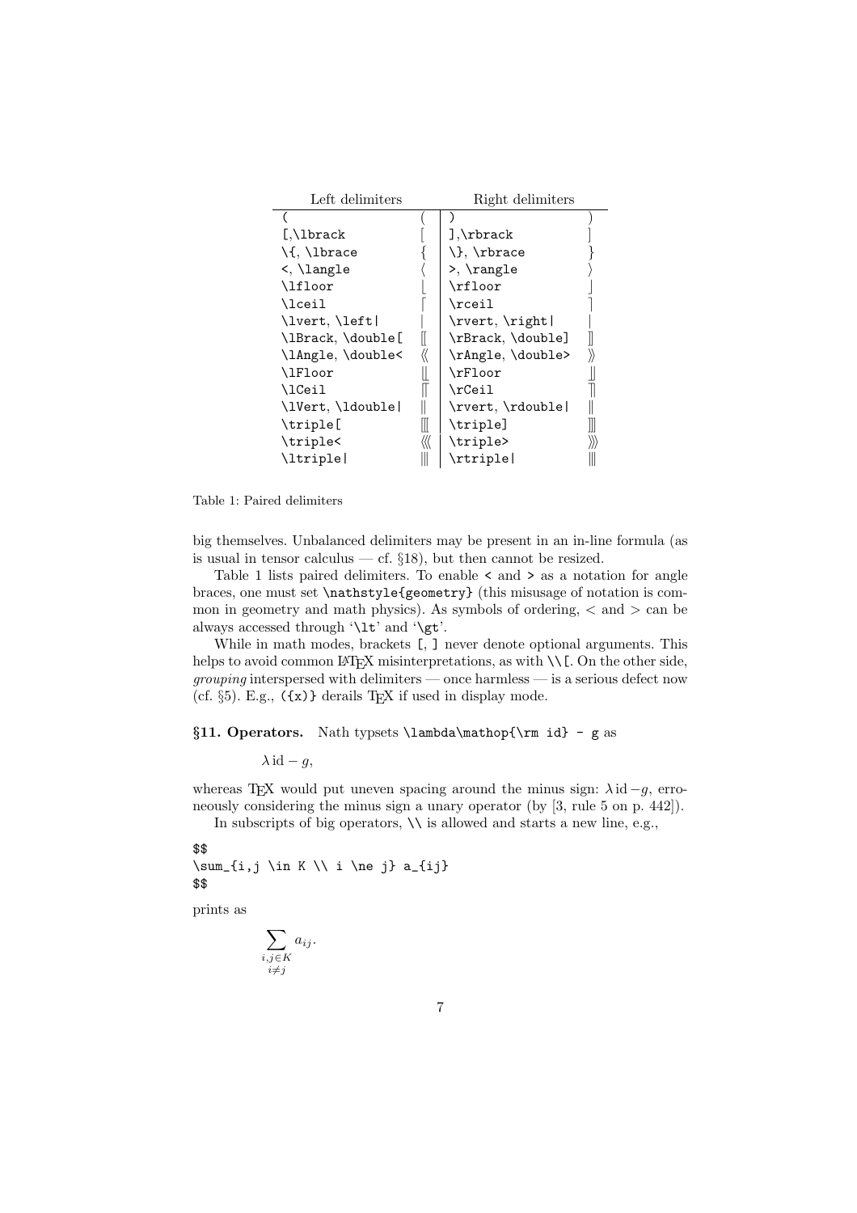| Left delimiters | | Right delimiters | |
|---|---|---|---|
| `(` | $($ | `)` | $)$ |
| `[`,`\lbrack` | $[$ | `]`,`\rbrack` | $]$ |
| `\{`, `\lbrace` | $\{$ | `\}`, `\rbrace` | $\}$ |
| `<`, `\langle` | $\langle$ | `>`, `\rangle` | $\rangle$ |
| `\lfloor` | $\lfloor$ | `\rfloor` | $\rfloor$ |
| `\lceil` | $\lceil$ | `\rceil` | $\rceil$ |
| `\lvert`, `\left\|` | $\vert$ | `\rvert`, `\right\|` | $\vert$ |
| `\lBrack`, `\double[` | $[\![$ | `\rBrack`, `\double]` | $]\!]$ |
| `\lAngle`, `\double<` | $\langle\!\langle$ | `\rAngle`, `\double>` | $\rangle\!\rangle$ |
| `\lFloor` | $\lfloor\!\lfloor$ | `\rFloor` | $\rfloor\!\rfloor$ |
| `\lCeil` | $\lceil\!\lceil$ | `\rCeil` | $\rceil\!\rceil$ |
| `\lVert`, `\ldouble\|` | $\Vert$ | `\rvert`, `\rdouble\|` | $\Vert$ |
| `\triple[` | $[\![\![$ | `\triple]` | $]\!]\!]$ |
| `\triple<` | $\langle\!\langle\!\langle$ | `\triple>` | $\rangle\!\rangle\!\rangle$ |
| `\ltriple\|` | $\vert\!\vert\!\vert$ | `\rtriple\|` | $\vert\!\vert\!\vert$ |

Table 1: Paired delimiters

big themselves. Unbalanced delimiters may be present in an in-line formula (as is usual in tensor calculus — cf. §18), but then cannot be resized.

Table 1 lists paired delimiters. To enable `<` and `>` as a notation for angle braces, one must set `\nathstyle{geometry}` (this misusage of notation is common in geometry and math physics). As symbols of ordering, $<$ and $>$ can be always accessed through '`\lt`' and '`\gt`'.

While in math modes, brackets `[`, `]` never denote optional arguments. This helps to avoid common LaTeX misinterpretations, as with `\\[`. On the other side, *grouping* interspersed with delimiters — once harmless — is a serious defect now (cf. §5). E.g., `({x)}` derails TeX if used in display mode.

**§11. Operators.** Nath typsets `\lambda\mathop{\rm id} - g` as

$$\lambda\,\mathrm{id} - g,$$

whereas TeX would put uneven spacing around the minus sign: $\lambda\mathop{\rm id}-g$, erroneously considering the minus sign a unary operator (by [3, rule 5 on p. 442]).

In subscripts of big operators, `\\` is allowed and starts a new line, e.g.,

```
$$
\sum_{i,j \in K \\ i \ne j} a_{ij}
$$
```

prints as

$$\sum_{\substack{i,j\in K\\ i\neq j}} a_{ij}.$$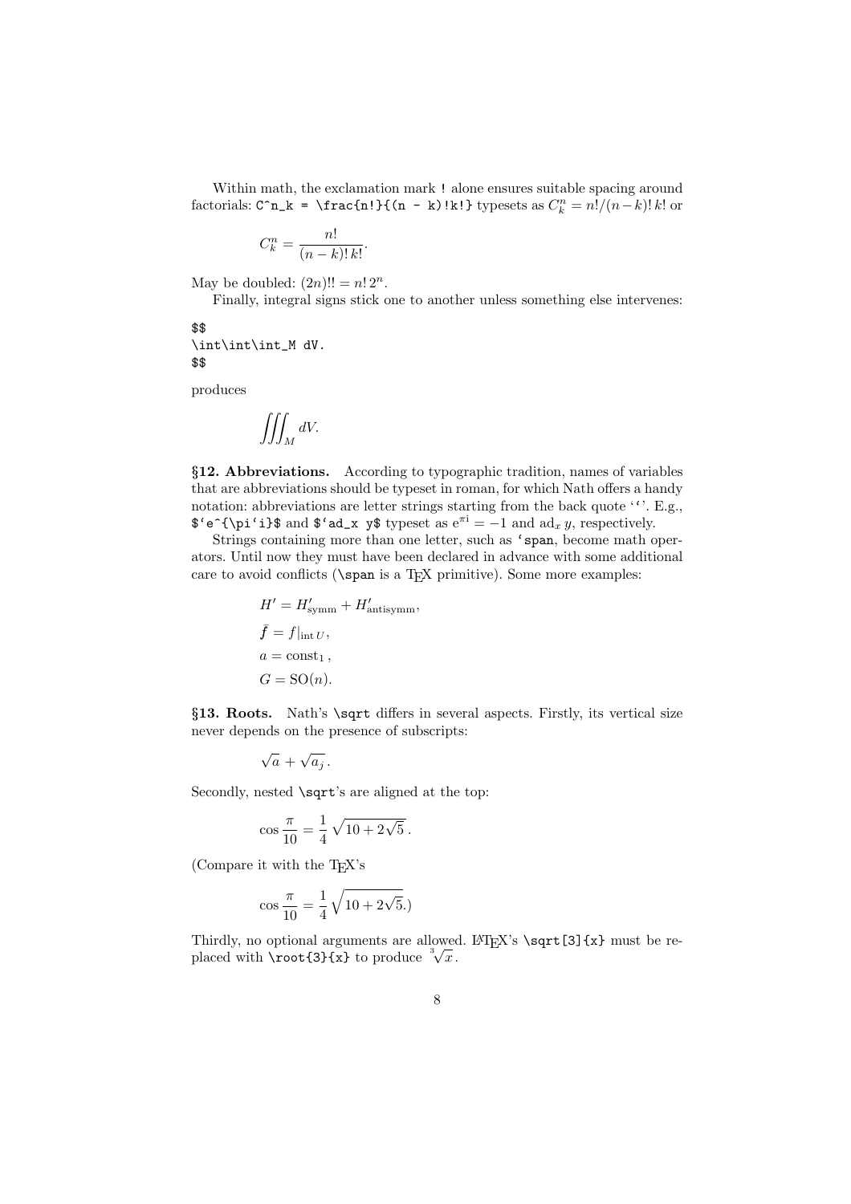Within math, the exclamation mark `!` alone ensures suitable spacing around factorials: `C^n_k = \frac{n!}{(n - k)!k!}` typesets as $C_k^n = n!/(n-k)!\,k!$ or

$$C_k^n = \frac{n!}{(n-k)!\,k!}.$$

May be doubled: $(2n)!! = n!\,2^n$.

Finally, integral signs stick one to another unless something else intervenes:

```
$$
\int\int\int_M dV.
$$
```

produces

$$\iiint_M dV.$$

**§12. Abbreviations.** According to typographic tradition, names of variables that are abbreviations should be typeset in roman, for which Nath offers a handy notation: abbreviations are letter strings starting from the back quote '`'. E.g., `` $`e^{\pi`i}$ `` and `` $`ad_x y$ `` typeset as $\mathrm{e}^{\pi\mathrm{i}} = -1$ and $\mathrm{ad}_x\, y$, respectively.

Strings containing more than one letter, such as `` `span ``, become math operators. Until now they must have been declared in advance with some additional care to avoid conflicts (`\span` is a TeX primitive). Some more examples:

$$H' = H'_{\mathrm{symm}} + H'_{\mathrm{antisymm}},$$

$$\bar{f} = f|_{\mathrm{int}\, U},$$

$$a = \mathrm{const}_1\,,$$

$$G = \mathrm{SO}(n).$$

**§13. Roots.** Nath's `\sqrt` differs in several aspects. Firstly, its vertical size never depends on the presence of subscripts:

$$\sqrt{a} + \sqrt{a_j}\,.$$

Secondly, nested `\sqrt`'s are aligned at the top:

$$\cos\frac{\pi}{10} = \frac{1}{4}\,\sqrt{10 + 2\sqrt{5}}\,.$$

(Compare it with the TeX's

$$\cos\frac{\pi}{10} = \frac{1}{4}\,\sqrt{10 + 2\sqrt{5}.})$$

Thirdly, no optional arguments are allowed. LaTeX's `\sqrt[3]{x}` must be replaced with `\root{3}{x}` to produce $\sqrt[3]{x}$.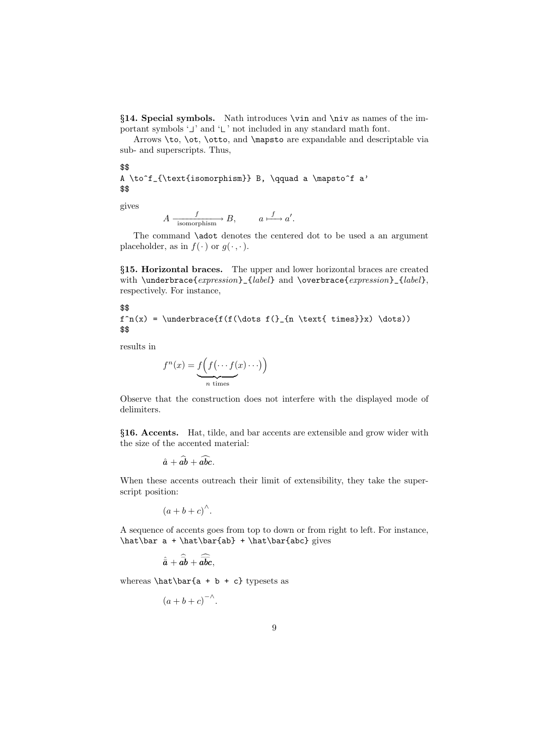**§14. Special symbols.** Nath introduces `\vin` and `\niv` as names of the important symbols '⌋' and '⌊' not included in any standard math font.

Arrows `\to`, `\ot`, `\otto`, and `\mapsto` are expandable and descriptable via sub- and superscripts. Thus,

```
$$
A \to^f_{\text{isomorphism}} B, \qquad a \mapsto^f a'
$$
```

gives

$$A \xrightarrow[\text{isomorphism}]{f} B, \qquad a \xmapsto{f} a'.$$

The command `\adot` denotes the centered dot to be used a an argument placeholder, as in $f(\cdot)$ or $g(\cdot,\cdot)$.

**§15. Horizontal braces.** The upper and lower horizontal braces are created with `\underbrace{`*expression*`}_{`*label*`}` and `\overbrace{`*expression*`}_{`*label*`}`, respectively. For instance,

```
$$
f^n(x) = \underbrace{f(f(\dots f(}_{n \text{ times}}x) \dots))
$$
```

results in

$$f^n(x) = \underbrace{f\Big(f\big(\cdots f(}_{n\text{ times}}x)\cdots\big)\Big)$$

Observe that the construction does not interfere with the displayed mode of delimiters.

**§16. Accents.** Hat, tilde, and bar accents are extensible and grow wider with the size of the accented material:

$$\hat{a} + \widehat{ab} + \widehat{abc}.$$

When these accents outreach their limit of extensibility, they take the superscript position:

$$(a + b + c)^\wedge.$$

A sequence of accents goes from top to down or from right to left. For instance, `\hat\bar a + \hat\bar{ab} + \hat\bar{abc}` gives

$$\hat{\bar{a}} + \widehat{\overline{ab}} + \widehat{\overline{abc}},$$

whereas `\hat\bar{a + b + c}` typesets as

$$(a + b + c)^{-\wedge}.$$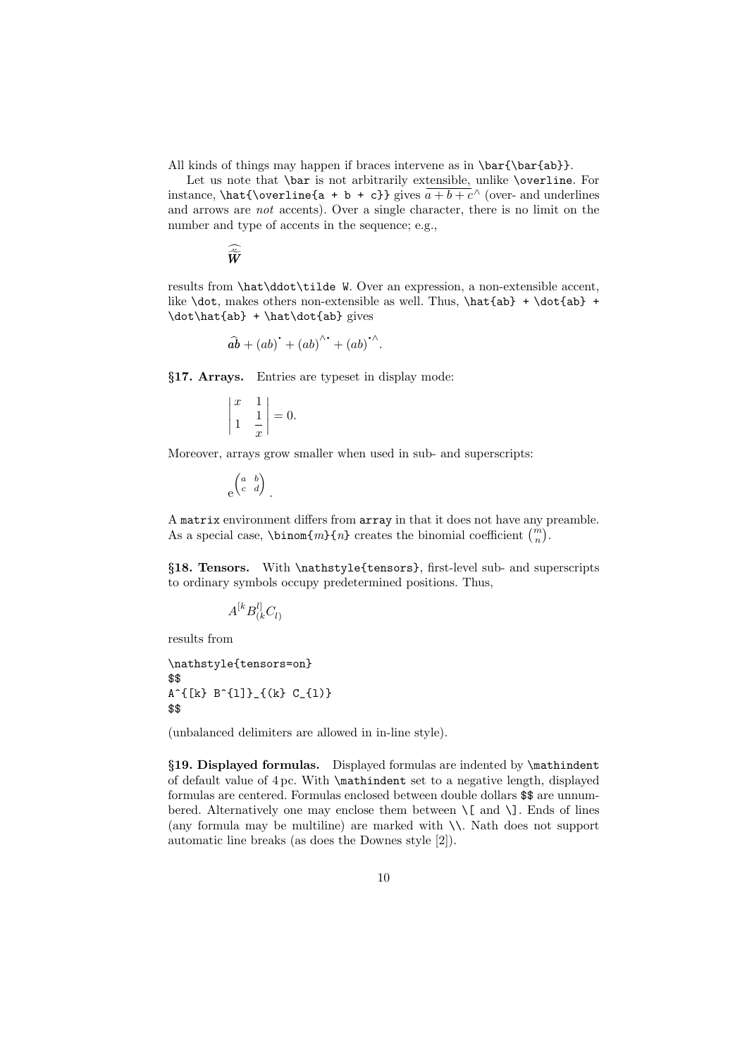All kinds of things may happen if braces intervene as in `\bar{\bar{ab}}`.

Let us note that `\bar` is not arbitrarily extensible, unlike `\overline`. For instance, `\hat{\overline{a + b + c}}` gives $\overline{a+b+c}^\wedge$ (over- and underlines and arrows are *not* accents). Over a single character, there is no limit on the number and type of accents in the sequence; e.g.,

$$\hat{\ddot{\tilde{W}}}$$

results from `\hat\ddot\tilde W`. Over an expression, a non-extensible accent, like `\dot`, makes others non-extensible as well. Thus, `\hat{ab} + \dot{ab} + \dot\hat{ab} + \hat\dot{ab}` gives

$$\widehat{ab} + (ab)^{\cdot} + (ab)^{\wedge\cdot} + (ab)^{\cdot\wedge}.$$

**§17. Arrays.** Entries are typeset in display mode:

$$\begin{vmatrix} x & 1 \\ 1 & \dfrac{1}{x} \end{vmatrix} = 0.$$

Moreover, arrays grow smaller when used in sub- and superscripts:

$$\mathrm{e}^{\begin{pmatrix} a & b \\ c & d \end{pmatrix}}.$$

A `matrix` environment differs from `array` in that it does not have any preamble. As a special case, `\binom{`*m*`}{`*n*`}` creates the binomial coefficient $\binom{m}{n}$.

**§18. Tensors.** With `\nathstyle{tensors}`, first-level sub- and superscripts to ordinary symbols occupy predetermined positions. Thus,

$$A^{[k} B^{l]}_{(k} C_{l)}$$

results from

```
\nathstyle{tensors=on}
$$
A^{[k} B^{l]}_{(k} C_{l)}
$$
```

(unbalanced delimiters are allowed in in-line style).

**§19. Displayed formulas.** Displayed formulas are indented by `\mathindent` of default value of 4 pc. With `\mathindent` set to a negative length, displayed formulas are centered. Formulas enclosed between double dollars `$$` are unnumbered. Alternatively one may enclose them between `\[` and `\]`. Ends of lines (any formula may be multiline) are marked with `\\`. Nath does not support automatic line breaks (as does the Downes style [2]).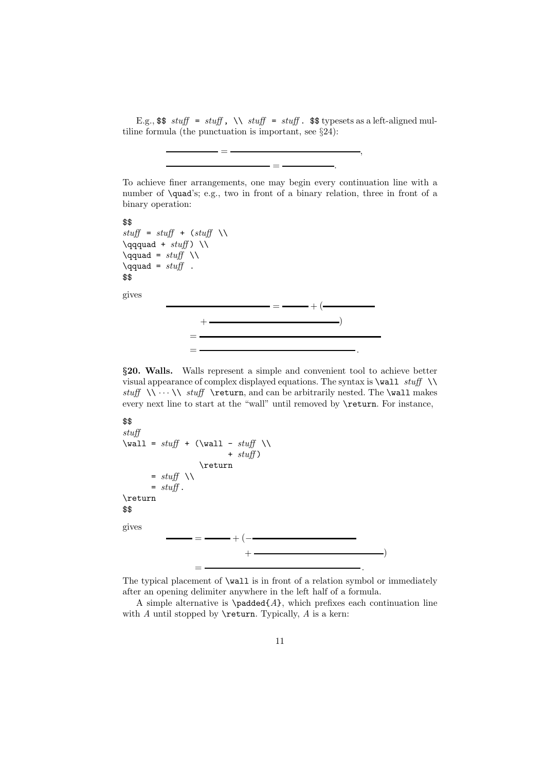E.g., `$$` *stuff* `=` *stuff* `,` `\\` *stuff* `=` *stuff* `.` `$$` typesets as a left-aligned multiline formula (the punctuation is important, see §24):

$$
\begin{aligned}
&\rule{3cm}{1pt} = \rule{7cm}{1pt}, \\
&\rule{6cm}{1pt} = \rule{3cm}{1pt}.
\end{aligned}
$$

To achieve finer arrangements, one may begin every continuation line with a number of `\quad`'s; e.g., two in front of a binary relation, three in front of a binary operation:

```
$$
stuff = stuff + (stuff \\
\qqquad + stuff) \\
\qquad = stuff \\
\qquad = stuff .
$$
```

gives

$$
\begin{aligned}
&\rule{6cm}{1pt} = \rule{2cm}{1pt} + (\rule{3cm}{1pt} \\
&\qquad\qquad + \rule{7cm}{1pt}) \\
&\qquad = \rule{10cm}{1pt} \\
&\qquad = \rule{9cm}{1pt}.
\end{aligned}
$$

**§20. Walls.** Walls represent a simple and convenient tool to achieve better visual appearance of complex displayed equations. The syntax is `\wall` *stuff* `\\` *stuff* `\\` ⋯ `\\` *stuff* `\return`, and can be arbitrarily nested. The `\wall` makes every next line to start at the "wall" until removed by `\return`. For instance,

```
$$
stuff
\wall = stuff + (\wall - stuff \\
                        + stuff)
                \return
      = stuff \\
      = stuff.
\return
$$
```

gives

$$
\begin{aligned}
&\rule{2cm}{1pt} = \rule{2cm}{1pt} + (-\rule{6cm}{1pt} \\
&\qquad\qquad\qquad\qquad + \rule{7cm}{1pt}) \\
&\qquad\;\; = \rule{9cm}{1pt}.
\end{aligned}
$$

The typical placement of `\wall` is in front of a relation symbol or immediately after an opening delimiter anywhere in the left half of a formula.

A simple alternative is `\padded{`*A*`}`, which prefixes each continuation line with *A* until stopped by `\return`. Typically, *A* is a kern: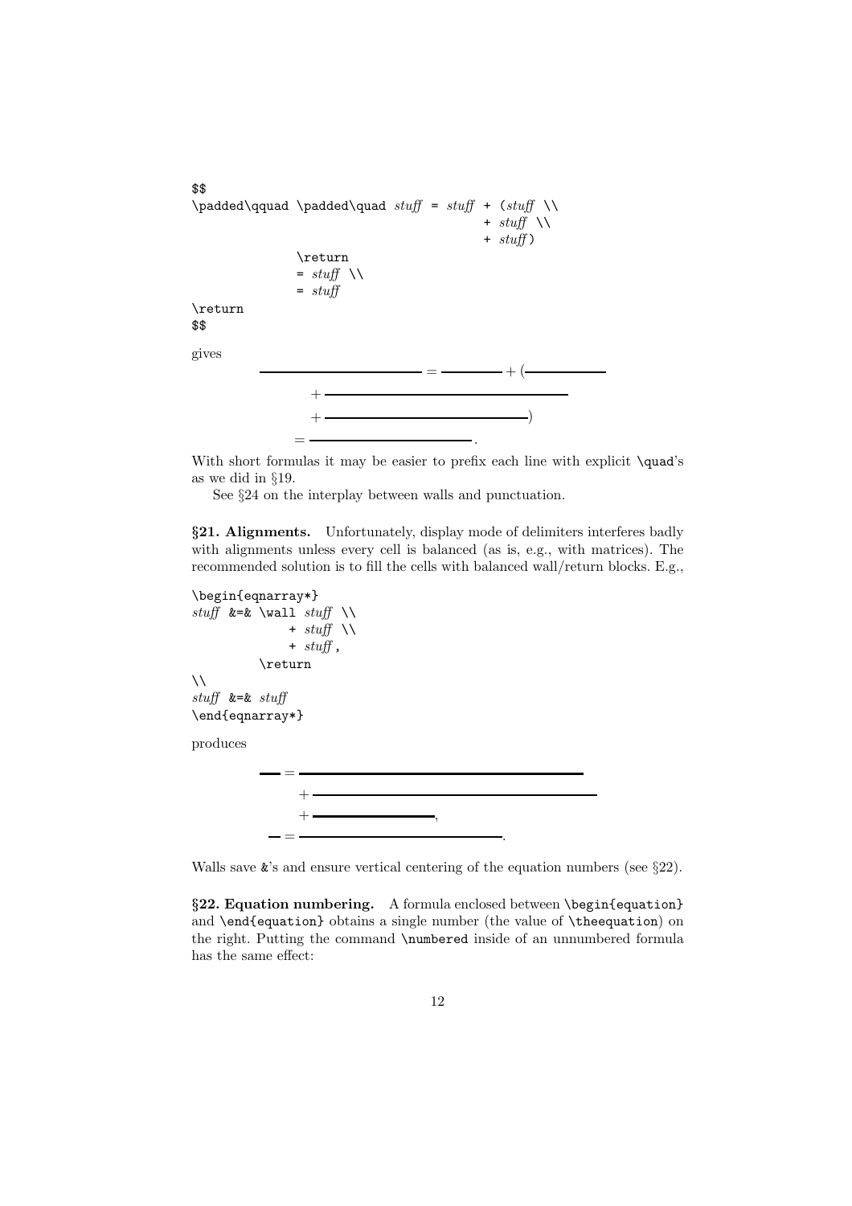```
$$
\padded\qquad \padded\quad stuff = stuff + (stuff \\
                                             + stuff \\
                                             + stuff )
               \return
               = stuff \\
               = stuff
\return
$$
```

gives

$$
\begin{aligned}
\rule{6cm}{0.4pt} &= \rule{2cm}{0.4pt} + (\rule{3cm}{0.4pt} \\
&\quad + \rule{9cm}{0.4pt} \\
&\quad + \rule{8cm}{0.4pt}) \\
&= \rule{6cm}{0.4pt}.
\end{aligned}
$$

With short formulas it may be easier to prefix each line with explicit `\quad`'s as we did in §19.

See §24 on the interplay between walls and punctuation.

**§21. Alignments.** Unfortunately, display mode of delimiters interferes badly with alignments unless every cell is balanced (as is, e.g., with matrices). The recommended solution is to fill the cells with balanced wall/return blocks. E.g.,

```
\begin{eqnarray*}
stuff &=& \wall stuff \\
              + stuff \\
              + stuff ,
          \return
\\
stuff &=& stuff
\end{eqnarray*}
```

produces

$$
\begin{aligned}
\rule{1cm}{0.8pt} &= \rule{10cm}{0.8pt} \\
&\quad + \rule{10cm}{0.8pt} \\
&\quad + \rule{4cm}{0.8pt}, \\
\rule{0.7cm}{0.4pt} &= \rule{7cm}{0.4pt}.
\end{aligned}
$$

Walls save `&`'s and ensure vertical centering of the equation numbers (see §22).

**§22. Equation numbering.** A formula enclosed between `\begin{equation}` and `\end{equation}` obtains a single number (the value of `\theequation`) on the right. Putting the command `\numbered` inside of an unnumbered formula has the same effect: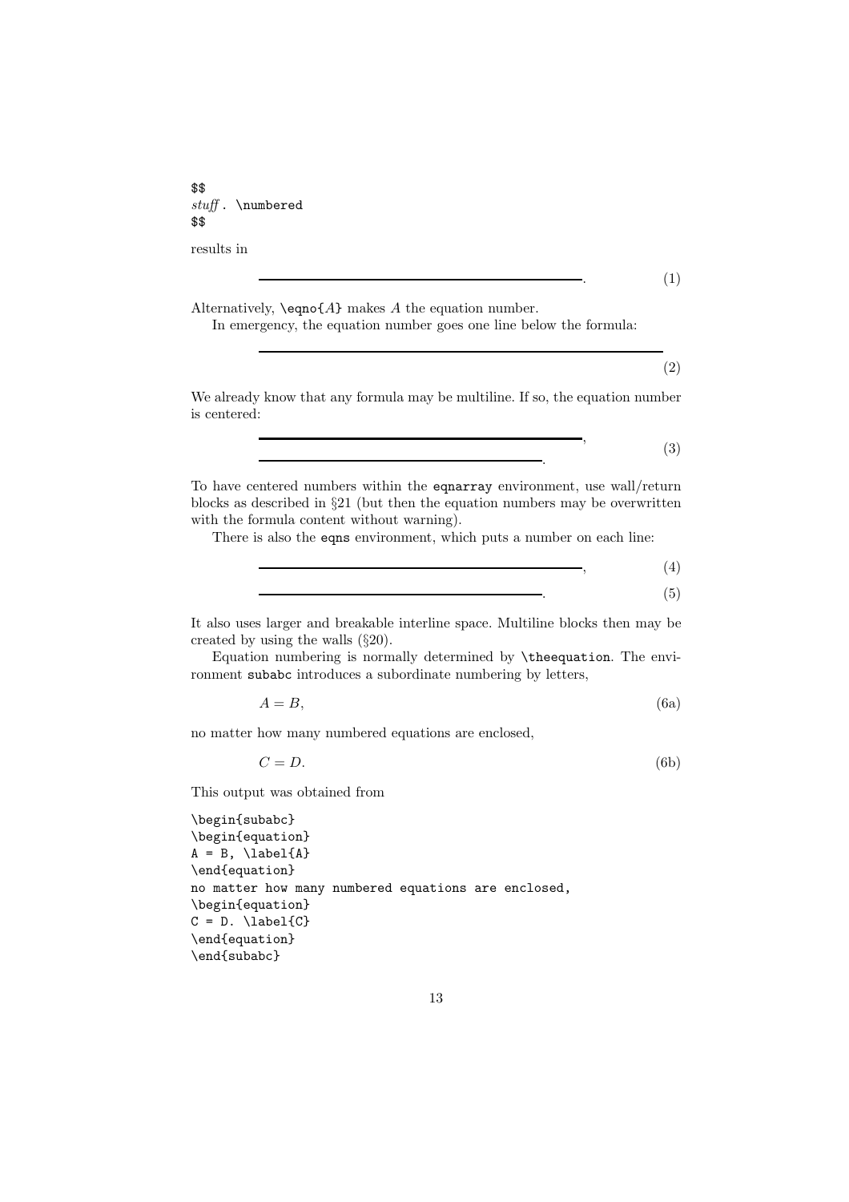```
$$
stuff. \numbered
$$
```

results in

$$\rule{12cm}{0.4pt}. \qquad (1)$$

Alternatively, `\eqno{`$A$`}` makes $A$ the equation number.

In emergency, the equation number goes one line below the formula:

$$\rule{15cm}{0.4pt}$$

(2)

We already know that any formula may be multiline. If so, the equation number is centered:

$$\begin{gathered}\rule{12cm}{0.4pt}, \\ \rule{10.5cm}{0.4pt}.\end{gathered} \qquad (3)$$

To have centered numbers within the `eqnarray` environment, use wall/return blocks as described in §21 (but then the equation numbers may be overwritten with the formula content without warning).

There is also the `eqns` environment, which puts a number on each line:

$$\rule{12cm}{0.4pt}, \qquad (4)$$

$$\rule{10.5cm}{0.4pt}. \qquad (5)$$

It also uses larger and breakable interline space. Multiline blocks then may be created by using the walls (§20).

Equation numbering is normally determined by `\theequation`. The environment `subabc` introduces a subordinate numbering by letters,

$$A = B, \tag{6a}$$

no matter how many numbered equations are enclosed,

$$C = D. \tag{6b}$$

This output was obtained from

```
\begin{subabc}
\begin{equation}
A = B, \label{A}
\end{equation}
no matter how many numbered equations are enclosed,
\begin{equation}
C = D. \label{C}
\end{equation}
\end{subabc}
```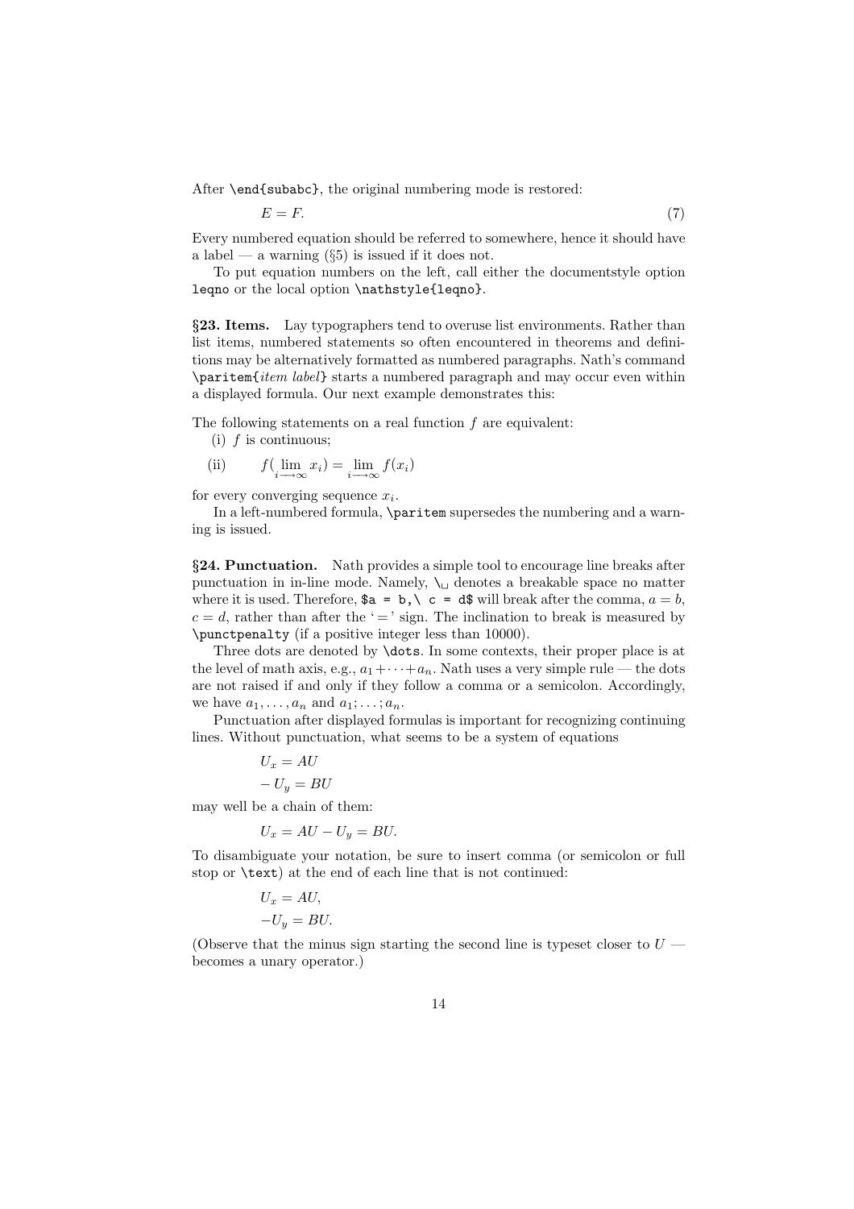After `\end{subabc}`, the original numbering mode is restored:

$$E = F. \tag{7}$$

Every numbered equation should be referred to somewhere, hence it should have a label — a warning (§5) is issued if it does not.

To put equation numbers on the left, call either the documentstyle option `leqno` or the local option `\nathstyle{leqno}`.

**§23. Items.** Lay typographers tend to overuse list environments. Rather than list items, numbered statements so often encountered in theorems and definitions may be alternatively formatted as numbered paragraphs. Nath's command `\paritem{`*item label*`}` starts a numbered paragraph and may occur even within a displayed formula. Our next example demonstrates this:

The following statements on a real function $f$ are equivalent:

(i) $f$ is continuous;

(ii) $$f(\lim_{i\longrightarrow\infty} x_i) = \lim_{i\longrightarrow\infty} f(x_i)$$

for every converging sequence $x_i$.

In a left-numbered formula, `\paritem` supersedes the numbering and a warning is issued.

**§24. Punctuation.** Nath provides a simple tool to encourage line breaks after punctuation in in-line mode. Namely, `\␣` denotes a breakable space no matter where it is used. Therefore, `$a = b,\ c = d$` will break after the comma, $a = b$, $c = d$, rather than after the '$=$' sign. The inclination to break is measured by `\punctpenalty` (if a positive integer less than 10000).

Three dots are denoted by `\dots`. In some contexts, their proper place is at the level of math axis, e.g., $a_1 + \cdots + a_n$. Nath uses a very simple rule — the dots are not raised if and only if they follow a comma or a semicolon. Accordingly, we have $a_1, \ldots, a_n$ and $a_1; \ldots; a_n$.

Punctuation after displayed formulas is important for recognizing continuing lines. Without punctuation, what seems to be a system of equations

$$U_x = AU$$
$$-\,U_y = BU$$

may well be a chain of them:

$$U_x = AU - U_y = BU.$$

To disambiguate your notation, be sure to insert comma (or semicolon or full stop or `\text`) at the end of each line that is not continued:

$$U_x = AU,$$
$$-U_y = BU.$$

(Observe that the minus sign starting the second line is typeset closer to $U$ — becomes a unary operator.)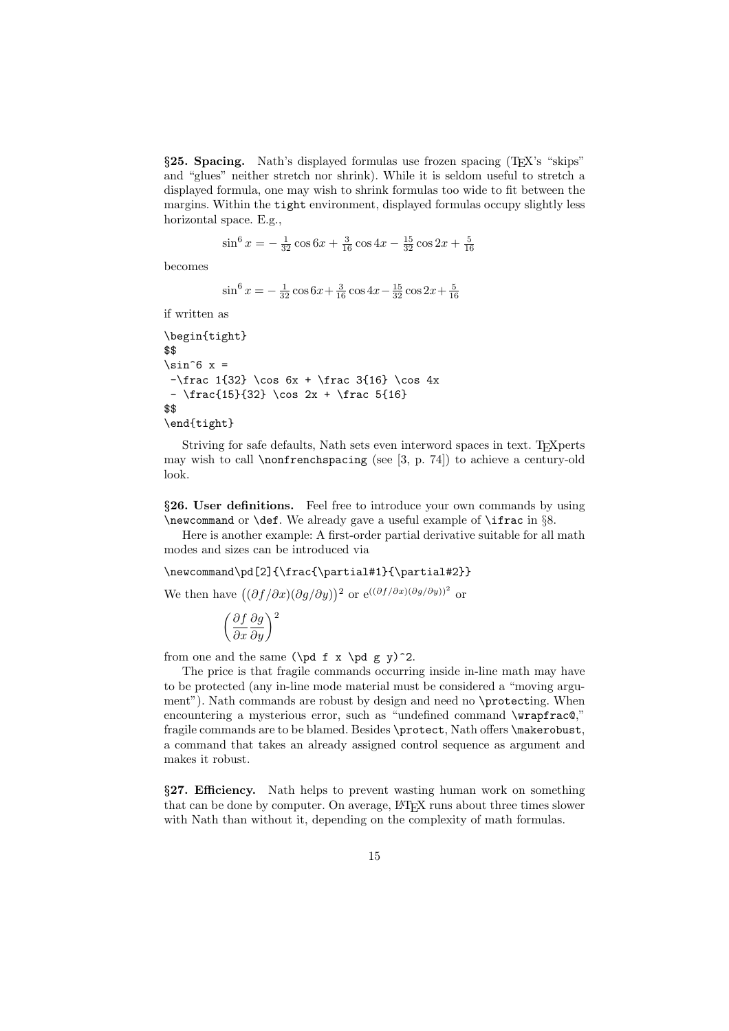**§25. Spacing.** Nath's displayed formulas use frozen spacing (TEX's "skips" and "glues" neither stretch nor shrink). While it is seldom useful to stretch a displayed formula, one may wish to shrink formulas too wide to fit between the margins. Within the `tight` environment, displayed formulas occupy slightly less horizontal space. E.g.,

$$\sin^6 x = -\tfrac{1}{32}\cos 6x + \tfrac{3}{16}\cos 4x - \tfrac{15}{32}\cos 2x + \tfrac{5}{16}$$

becomes

$$\sin^6 x = -\tfrac{1}{32}\cos 6x{+}\tfrac{3}{16}\cos 4x{-}\tfrac{15}{32}\cos 2x{+}\tfrac{5}{16}$$

if written as

```
\begin{tight}
$$
\sin^6 x =
 -\frac 1{32} \cos 6x + \frac 3{16} \cos 4x
 - \frac{15}{32} \cos 2x + \frac 5{16}
$$
\end{tight}
```

Striving for safe defaults, Nath sets even interword spaces in text. TEXperts may wish to call `\nonfrenchspacing` (see [3, p. 74]) to achieve a century-old look.

**§26. User definitions.** Feel free to introduce your own commands by using `\newcommand` or `\def`. We already gave a useful example of `\ifrac` in §8.

Here is another example: A first-order partial derivative suitable for all math modes and sizes can be introduced via

```
\newcommand\pd[2]{\frac{\partial#1}{\partial#2}}
```

We then have $\bigl((\partial f/\partial x)(\partial g/\partial y)\bigr)^2$ or $\mathrm{e}^{((\partial f/\partial x)(\partial g/\partial y))^2}$ or

$$\left(\frac{\partial f}{\partial x}\frac{\partial g}{\partial y}\right)^2$$

from one and the same `(\pd f x \pd g y)^2`.

The price is that fragile commands occurring inside in-line math may have to be protected (any in-line mode material must be considered a "moving argument"). Nath commands are robust by design and need no `\protect`ing. When encountering a mysterious error, such as "undefined command `\wrapfrac@`," fragile commands are to be blamed. Besides `\protect`, Nath offers `\makerobust`, a command that takes an already assigned control sequence as argument and makes it robust.

**§27. Efficiency.** Nath helps to prevent wasting human work on something that can be done by computer. On average, LATEX runs about three times slower with Nath than without it, depending on the complexity of math formulas.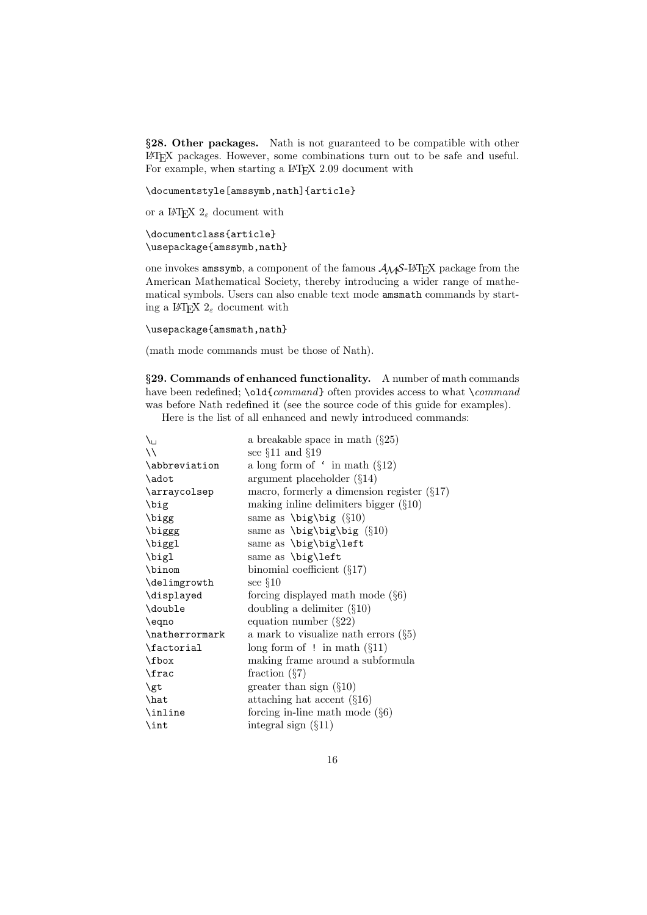**§28. Other packages.** Nath is not guaranteed to be compatible with other LaTeX packages. However, some combinations turn out to be safe and useful. For example, when starting a LaTeX 2.09 document with

```
\documentstyle[amssymb,nath]{article}
```

or a LaTeX $2_\varepsilon$ document with

```
\documentclass{article}
\usepackage{amssymb,nath}
```

one invokes `amssymb`, a component of the famous AMS-LaTeX package from the American Mathematical Society, thereby introducing a wider range of mathematical symbols. Users can also enable text mode `amsmath` commands by starting a LaTeX $2_\varepsilon$ document with

```
\usepackage{amsmath,nath}
```

(math mode commands must be those of Nath).

**§29. Commands of enhanced functionality.** A number of math commands have been redefined; `\old{`*command*`}` often provides access to what `\`*command* was before Nath redefined it (see the source code of this guide for examples).

Here is the list of all enhanced and newly introduced commands:

| Command | Description |
|---|---|
| `\␣` | a breakable space in math (§25) |
| `\\` | see §11 and §19 |
| `\abbreviation` | a long form of ` in math (§12) |
| `\adot` | argument placeholder (§14) |
| `\arraycolsep` | macro, formerly a dimension register (§17) |
| `\big` | making inline delimiters bigger (§10) |
| `\bigg` | same as `\big\big` (§10) |
| `\biggg` | same as `\big\big\big` (§10) |
| `\biggl` | same as `\big\big\left` |
| `\bigl` | same as `\big\left` |
| `\binom` | binomial coefficient (§17) |
| `\delimgrowth` | see §10 |
| `\displayed` | forcing displayed math mode (§6) |
| `\double` | doubling a delimiter (§10) |
| `\eqno` | equation number (§22) |
| `\natherrormark` | a mark to visualize nath errors (§5) |
| `\factorial` | long form of `!` in math (§11) |
| `\fbox` | making frame around a subformula |
| `\frac` | fraction (§7) |
| `\gt` | greater than sign (§10) |
| `\hat` | attaching hat accent (§16) |
| `\inline` | forcing in-line math mode (§6) |
| `\int` | integral sign (§11) |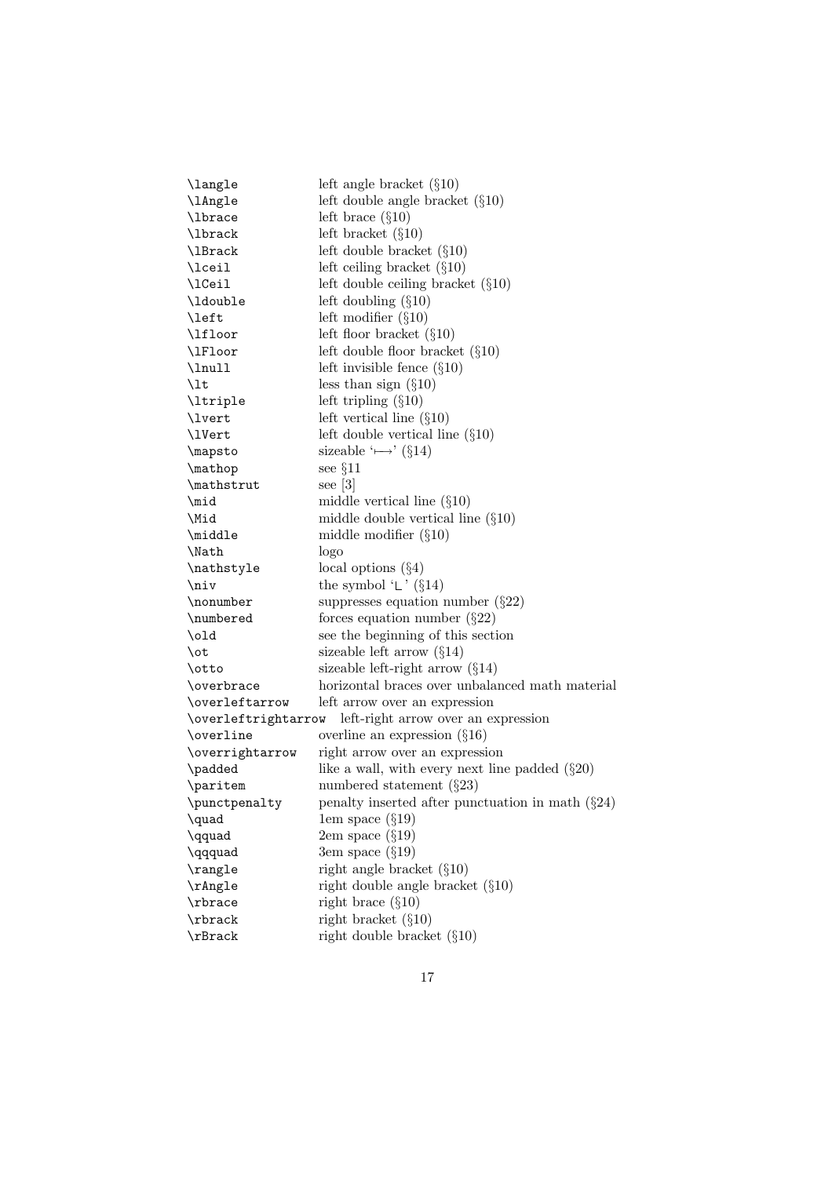| | |
|---|---|
| `\langle` | left angle bracket (§10) |
| `\lAngle` | left double angle bracket (§10) |
| `\lbrace` | left brace (§10) |
| `\lbrack` | left bracket (§10) |
| `\lBrack` | left double bracket (§10) |
| `\lceil` | left ceiling bracket (§10) |
| `\lCeil` | left double ceiling bracket (§10) |
| `\ldouble` | left doubling (§10) |
| `\left` | left modifier (§10) |
| `\lfloor` | left floor bracket (§10) |
| `\lFloor` | left double floor bracket (§10) |
| `\lnull` | left invisible fence (§10) |
| `\lt` | less than sign (§10) |
| `\ltriple` | left tripling (§10) |
| `\lvert` | left vertical line (§10) |
| `\lVert` | left double vertical line (§10) |
| `\mapsto` | sizeable '$\longmapsto$' (§14) |
| `\mathop` | see §11 |
| `\mathstrut` | see [3] |
| `\mid` | middle vertical line (§10) |
| `\Mid` | middle double vertical line (§10) |
| `\middle` | middle modifier (§10) |
| `\Nath` | logo |
| `\nathstyle` | local options (§4) |
| `\niv` | the symbol '$\llcorner$' (§14) |
| `\nonumber` | suppresses equation number (§22) |
| `\numbered` | forces equation number (§22) |
| `\old` | see the beginning of this section |
| `\ot` | sizeable left arrow (§14) |
| `\otto` | sizeable left-right arrow (§14) |
| `\overbrace` | horizontal braces over unbalanced math material |
| `\overleftarrow` | left arrow over an expression |
| `\overleftrightarrow` | left-right arrow over an expression |
| `\overline` | overline an expression (§16) |
| `\overrightarrow` | right arrow over an expression |
| `\padded` | like a wall, with every next line padded (§20) |
| `\paritem` | numbered statement (§23) |
| `\punctpenalty` | penalty inserted after punctuation in math (§24) |
| `\quad` | 1em space (§19) |
| `\qquad` | 2em space (§19) |
| `\qqquad` | 3em space (§19) |
| `\rangle` | right angle bracket (§10) |
| `\rAngle` | right double angle bracket (§10) |
| `\rbrace` | right brace (§10) |
| `\rbrack` | right bracket (§10) |
| `\rBrack` | right double bracket (§10) |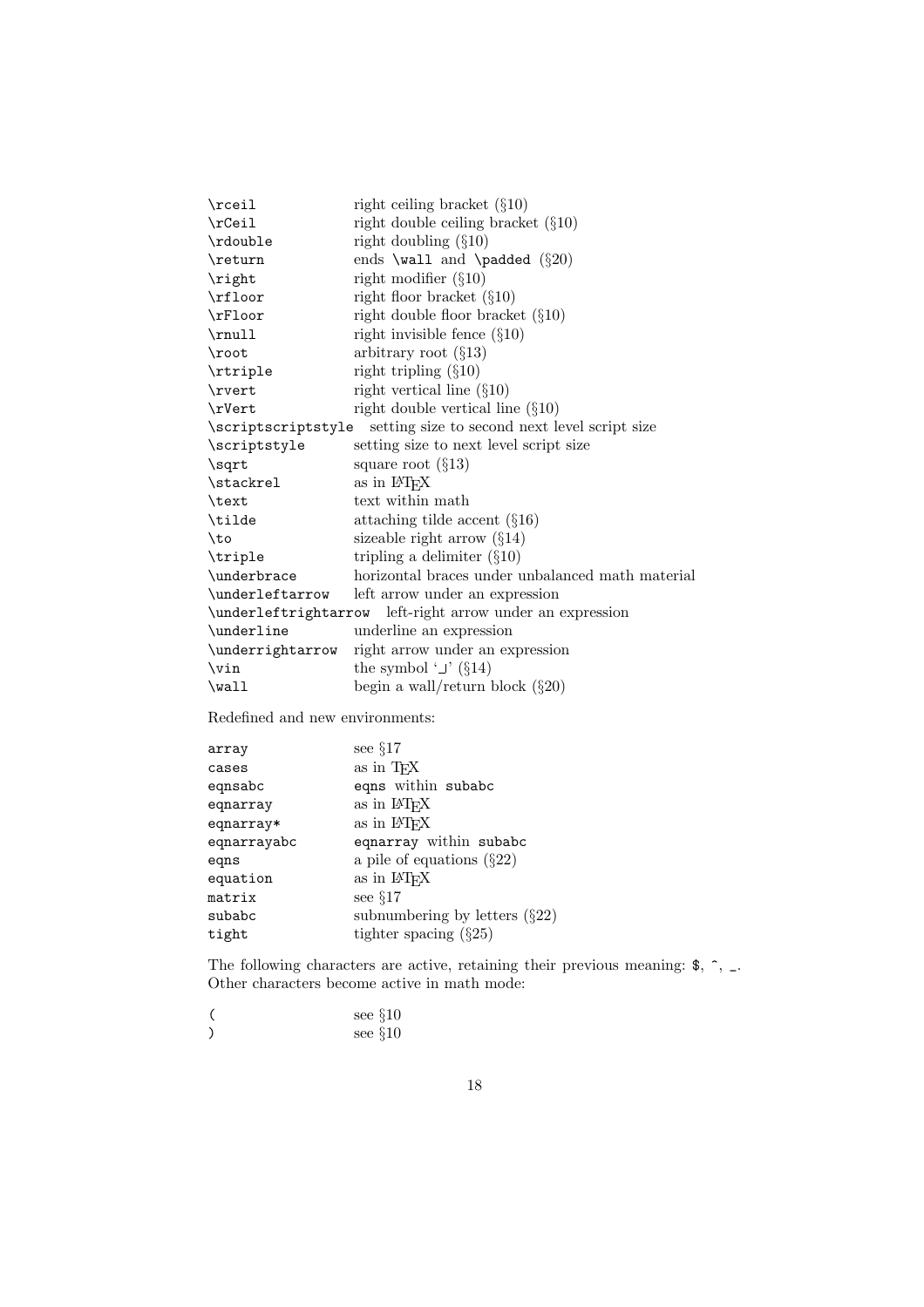| | |
|---|---|
| `\rceil` | right ceiling bracket (§10) |
| `\rCeil` | right double ceiling bracket (§10) |
| `\rdouble` | right doubling (§10) |
| `\return` | ends `\wall` and `\padded` (§20) |
| `\right` | right modifier (§10) |
| `\rfloor` | right floor bracket (§10) |
| `\rFloor` | right double floor bracket (§10) |
| `\rnull` | right invisible fence (§10) |
| `\root` | arbitrary root (§13) |
| `\rtriple` | right tripling (§10) |
| `\rvert` | right vertical line (§10) |
| `\rVert` | right double vertical line (§10) |
| `\scriptscriptstyle` | setting size to second next level script size |
| `\scriptstyle` | setting size to next level script size |
| `\sqrt` | square root (§13) |
| `\stackrel` | as in LaTeX |
| `\text` | text within math |
| `\tilde` | attaching tilde accent (§16) |
| `\to` | sizeable right arrow (§14) |
| `\triple` | tripling a delimiter (§10) |
| `\underbrace` | horizontal braces under unbalanced math material |
| `\underleftarrow` | left arrow under an expression |
| `\underleftrightarrow` | left-right arrow under an expression |
| `\underline` | underline an expression |
| `\underrightarrow` | right arrow under an expression |
| `\vin` | the symbol '⌋' (§14) |
| `\wall` | begin a wall/return block (§20) |

Redefined and new environments:

| | |
|---|---|
| `array` | see §17 |
| `cases` | as in TeX |
| `eqnsabc` | `eqns` within `subabc` |
| `eqnarray` | as in LaTeX |
| `eqnarray*` | as in LaTeX |
| `eqnarrayabc` | `eqnarray` within `subabc` |
| `eqns` | a pile of equations (§22) |
| `equation` | as in LaTeX |
| `matrix` | see §17 |
| `subabc` | subnumbering by letters (§22) |
| `tight` | tighter spacing (§25) |

The following characters are active, retaining their previous meaning: `$`, `^`, `_`. Other characters become active in math mode:

| | |
|---|---|
| `(` | see §10 |
| `)` | see §10 |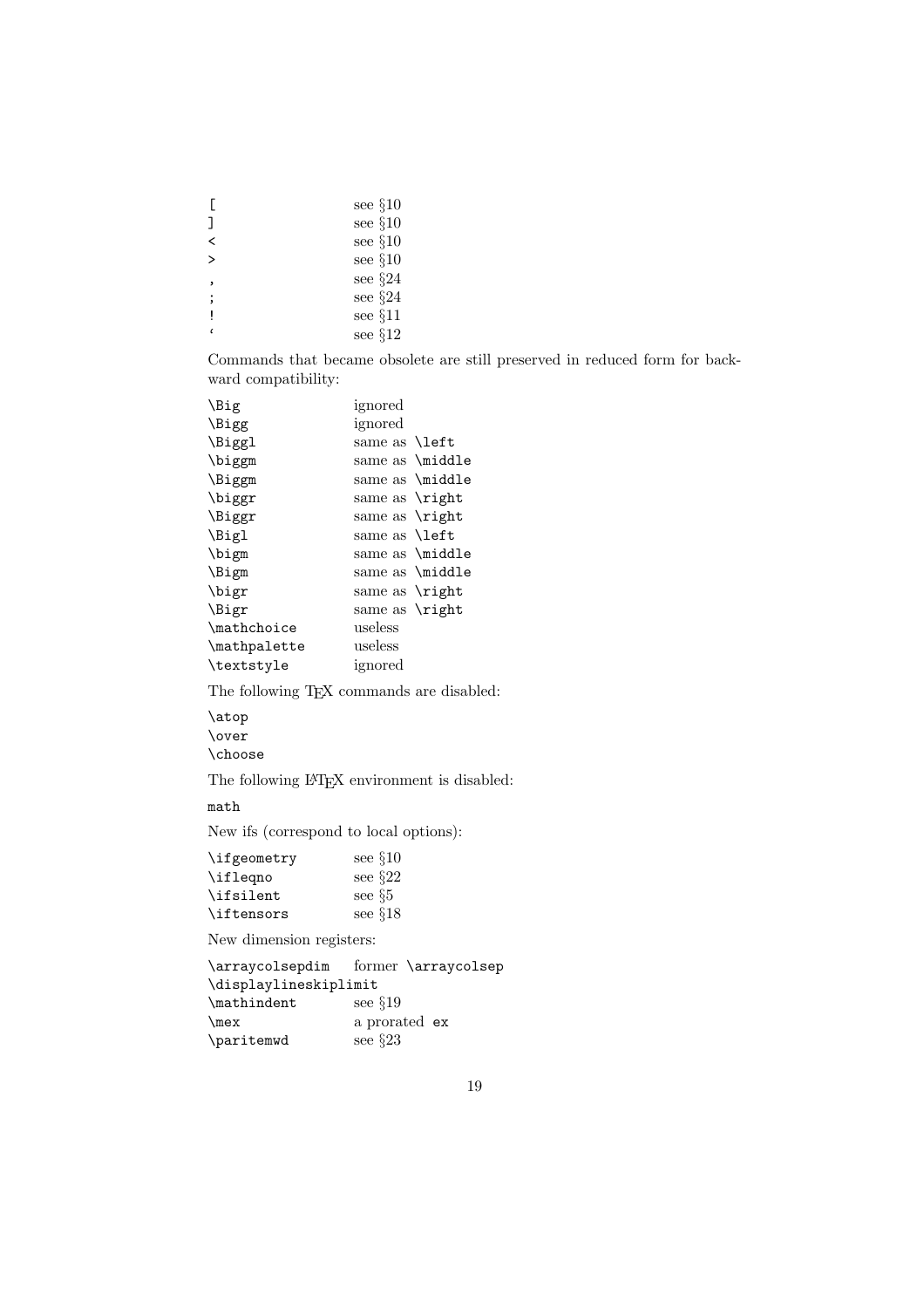| | |
|---|---|
| `[` | see §10 |
| `]` | see §10 |
| `<` | see §10 |
| `>` | see §10 |
| `,` | see §24 |
| `;` | see §24 |
| `!` | see §11 |
| `‘` | see §12 |

Commands that became obsolete are still preserved in reduced form for backward compatibility:

| | |
|---|---|
| `\Big` | ignored |
| `\Bigg` | ignored |
| `\Biggl` | same as `\left` |
| `\biggm` | same as `\middle` |
| `\Biggm` | same as `\middle` |
| `\biggr` | same as `\right` |
| `\Biggr` | same as `\right` |
| `\Bigl` | same as `\left` |
| `\bigm` | same as `\middle` |
| `\Bigm` | same as `\middle` |
| `\bigr` | same as `\right` |
| `\Bigr` | same as `\right` |
| `\mathchoice` | useless |
| `\mathpalette` | useless |
| `\textstyle` | ignored |

The following TEX commands are disabled:

`\atop`
`\over`
`\choose`

The following LATEX environment is disabled:

`math`

New ifs (correspond to local options):

| | |
|---|---|
| `\ifgeometry` | see §10 |
| `\ifleqno` | see §22 |
| `\ifsilent` | see §5 |
| `\iftensors` | see §18 |

New dimension registers:

| | |
|---|---|
| `\arraycolsepdim` | former `\arraycolsep` |
| `\displaylineskiplimit` | |
| `\mathindent` | see §19 |
| `\mex` | a prorated `ex` |
| `\paritemwd` | see §23 |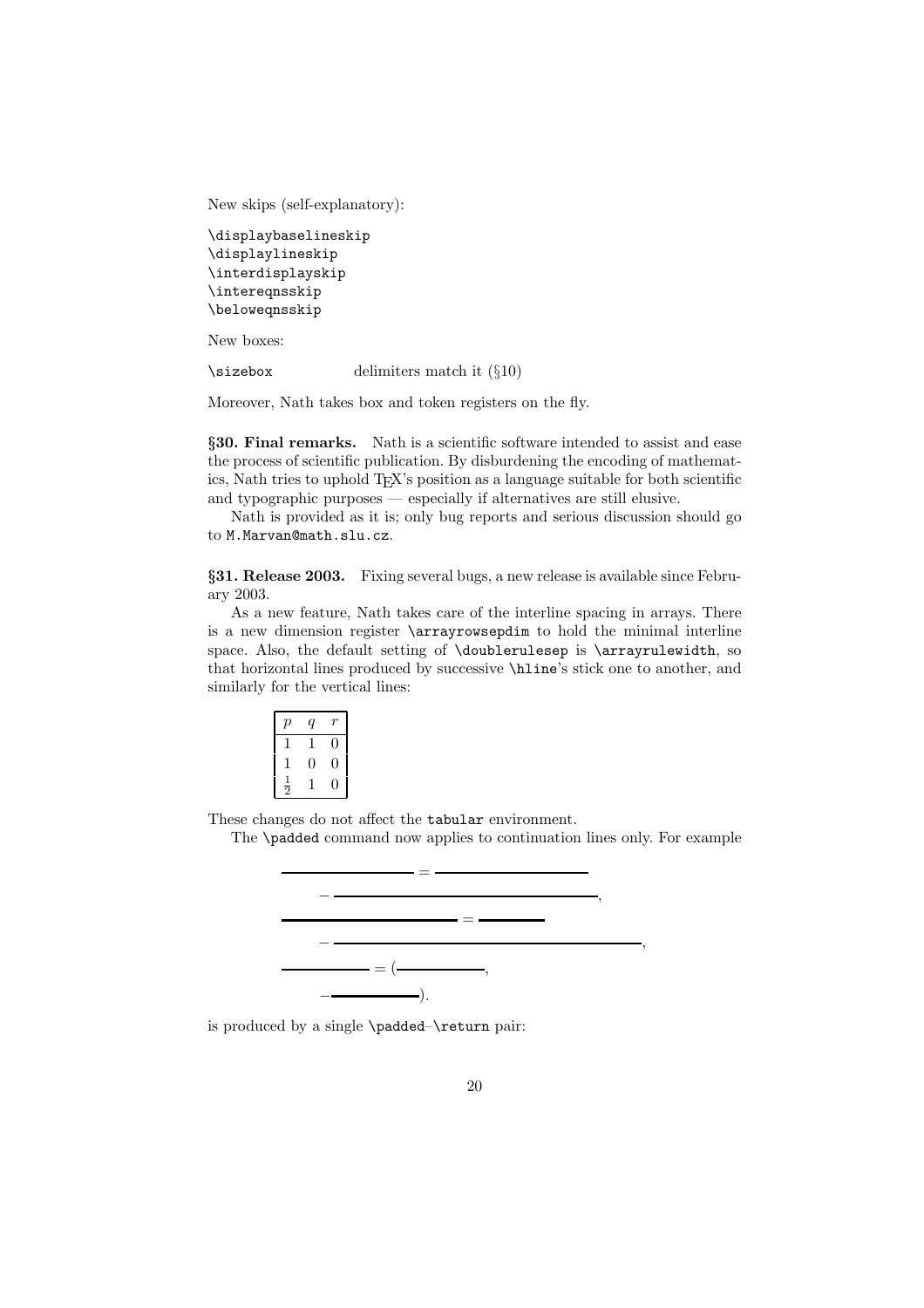New skips (self-explanatory):

```
\displaybaselineskip
\displaylineskip
\interdisplayskip
\intereqnsskip
\beloweqnsskip
```

New boxes:

`\sizebox` delimiters match it (§10)

Moreover, Nath takes box and token registers on the fly.

**§30. Final remarks.** Nath is a scientific software intended to assist and ease the process of scientific publication. By disburdening the encoding of mathematics, Nath tries to uphold TEX's position as a language suitable for both scientific and typographic purposes — especially if alternatives are still elusive.

Nath is provided as it is; only bug reports and serious discussion should go to `M.Marvan@math.slu.cz`.

**§31. Release 2003.** Fixing several bugs, a new release is available since February 2003.

As a new feature, Nath takes care of the interline spacing in arrays. There is a new dimension register `\arrayrowsepdim` to hold the minimal interline space. Also, the default setting of `\doublerulesep` is `\arrayrulewidth`, so that horizontal lines produced by successive `\hline`'s stick one to another, and similarly for the vertical lines:

| $p$ | $q$ | $r$ |
|---|---|---|
| 1 | 1 | 0 |
| 1 | 0 | 0 |
| $\frac{1}{2}$ | 1 | 0 |

These changes do not affect the `tabular` environment.

The `\padded` command now applies to continuation lines only. For example

$$
\begin{aligned}
\rule{4cm}{1pt} &= \rule{4cm}{1pt} \\
&\quad - \rule{7cm}{1pt}, \\
\rule{5cm}{1pt} &= \rule{2cm}{1pt} \\
&\quad - \rule{8cm}{1pt}, \\
\rule{2.5cm}{1pt} &= (\rule{2.5cm}{1pt}, \\
&\quad - \rule{2.5cm}{1pt}).
\end{aligned}
$$

is produced by a single `\padded`–`\return` pair: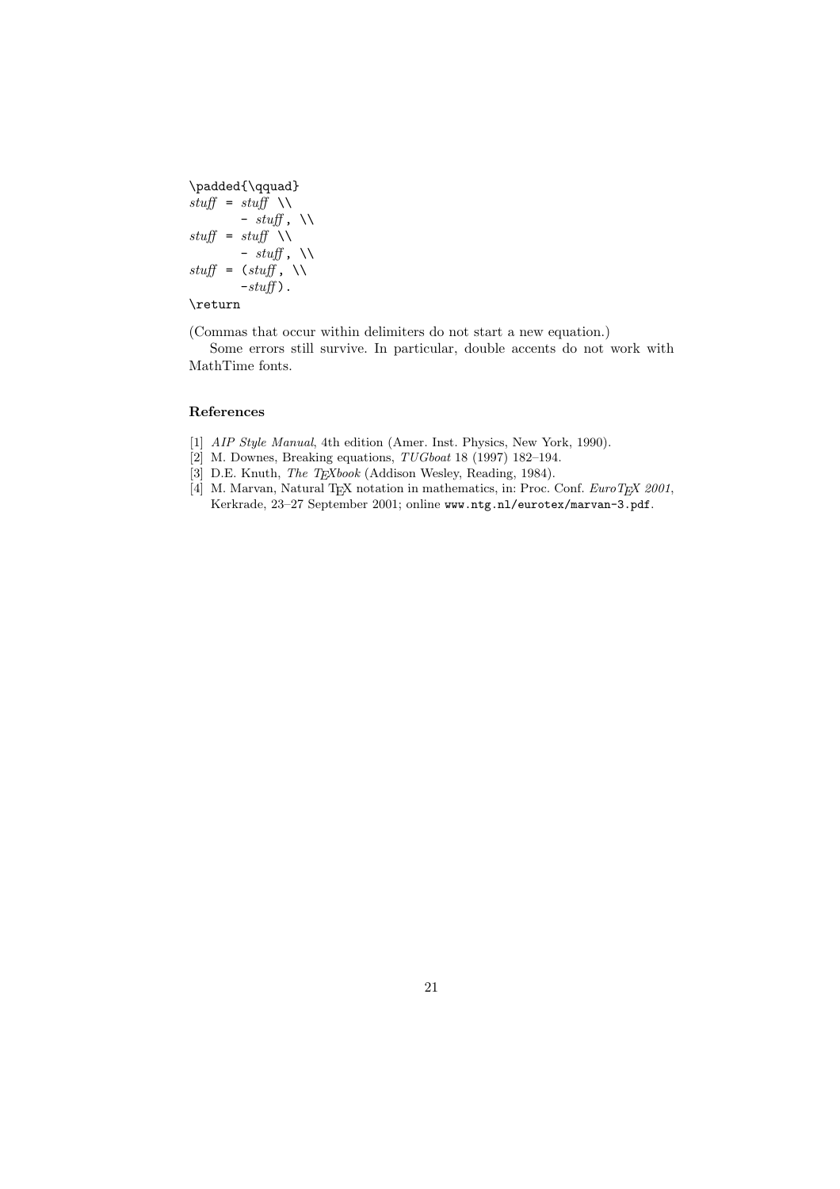```
\padded{\qquad}
stuff = stuff \\
        - stuff , \\
stuff = stuff \\
        - stuff , \\
stuff = (stuff , \\
        -stuff ).
\return
```

(Commas that occur within delimiters do not start a new equation.)

Some errors still survive. In particular, double accents do not work with MathTime fonts.

### References

[1] *AIP Style Manual*, 4th edition (Amer. Inst. Physics, New York, 1990).

[2] M. Downes, Breaking equations, *TUGboat* 18 (1997) 182–194.

[3] D.E. Knuth, *The TEXbook* (Addison Wesley, Reading, 1984).

[4] M. Marvan, Natural TEX notation in mathematics, in: Proc. Conf. *EuroTEX 2001*, Kerkrade, 23–27 September 2001; online `www.ntg.nl/eurotex/marvan-3.pdf`.